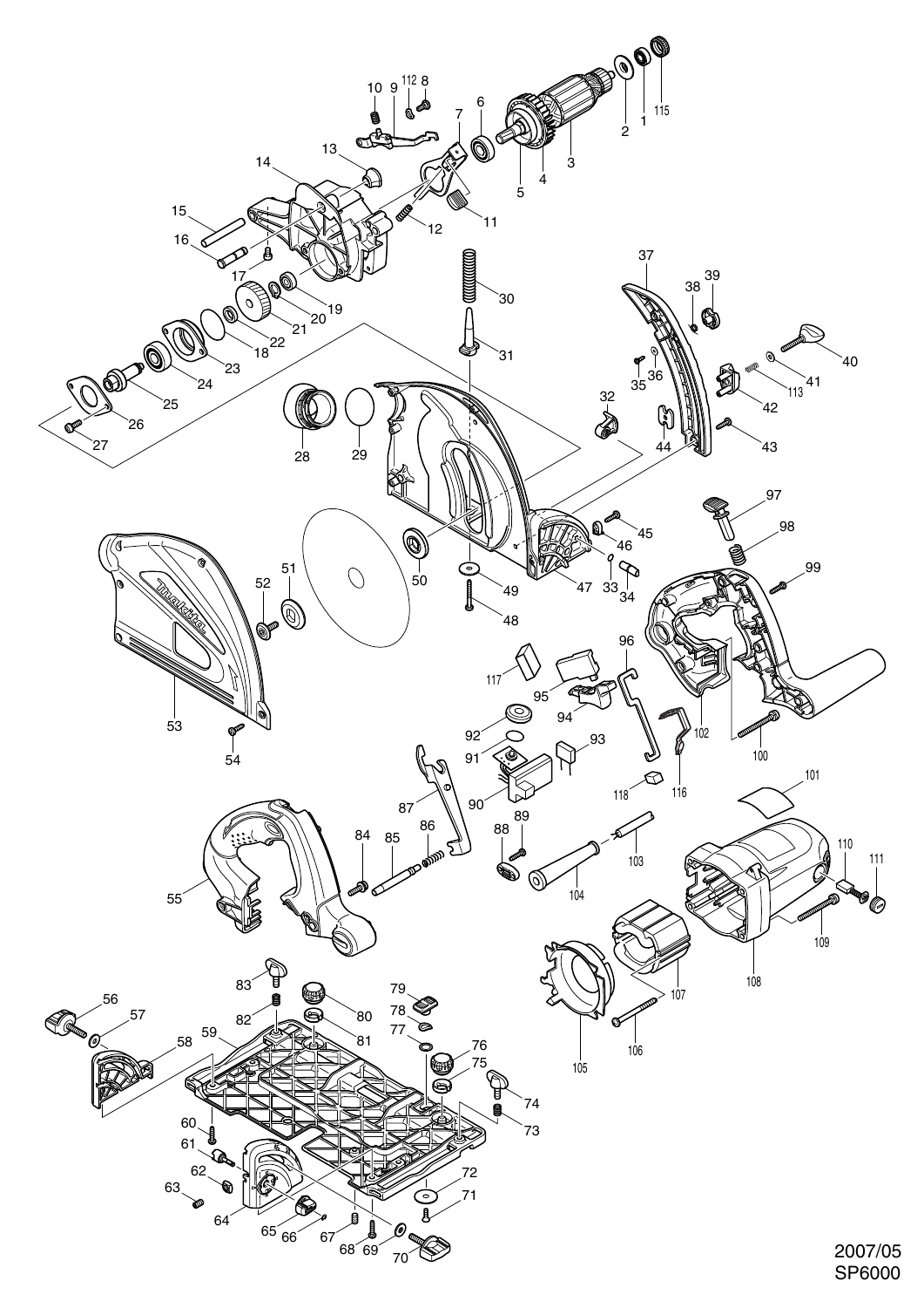2007/05
SP6000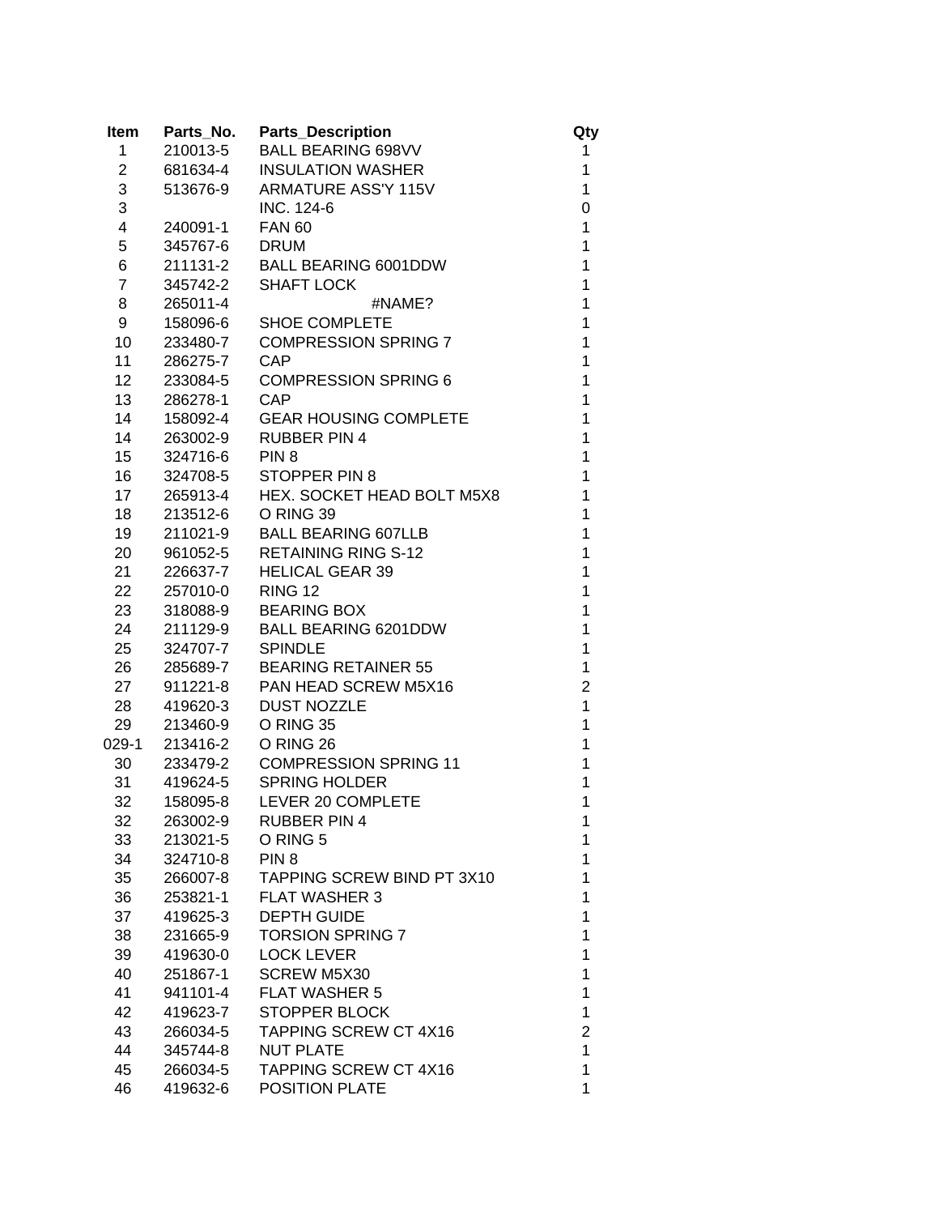| Item | Parts_No. | Parts_Description | Qty |
|---|---|---|---|
| 1 | 210013-5 | BALL BEARING 698VV | 1 |
| 2 | 681634-4 | INSULATION WASHER | 1 |
| 3 | 513676-9 | ARMATURE ASS'Y 115V | 1 |
| 3 | | INC. 124-6 | 0 |
| 4 | 240091-1 | FAN 60 | 1 |
| 5 | 345767-6 | DRUM | 1 |
| 6 | 211131-2 | BALL BEARING 6001DDW | 1 |
| 7 | 345742-2 | SHAFT LOCK | 1 |
| 8 | 265011-4 | #NAME? | 1 |
| 9 | 158096-6 | SHOE COMPLETE | 1 |
| 10 | 233480-7 | COMPRESSION SPRING 7 | 1 |
| 11 | 286275-7 | CAP | 1 |
| 12 | 233084-5 | COMPRESSION SPRING 6 | 1 |
| 13 | 286278-1 | CAP | 1 |
| 14 | 158092-4 | GEAR HOUSING COMPLETE | 1 |
| 14 | 263002-9 | RUBBER PIN 4 | 1 |
| 15 | 324716-6 | PIN 8 | 1 |
| 16 | 324708-5 | STOPPER PIN 8 | 1 |
| 17 | 265913-4 | HEX. SOCKET HEAD BOLT M5X8 | 1 |
| 18 | 213512-6 | O RING 39 | 1 |
| 19 | 211021-9 | BALL BEARING 607LLB | 1 |
| 20 | 961052-5 | RETAINING RING S-12 | 1 |
| 21 | 226637-7 | HELICAL GEAR 39 | 1 |
| 22 | 257010-0 | RING 12 | 1 |
| 23 | 318088-9 | BEARING BOX | 1 |
| 24 | 211129-9 | BALL BEARING 6201DDW | 1 |
| 25 | 324707-7 | SPINDLE | 1 |
| 26 | 285689-7 | BEARING RETAINER 55 | 1 |
| 27 | 911221-8 | PAN HEAD SCREW M5X16 | 2 |
| 28 | 419620-3 | DUST NOZZLE | 1 |
| 29 | 213460-9 | O RING 35 | 1 |
| 029-1 | 213416-2 | O RING 26 | 1 |
| 30 | 233479-2 | COMPRESSION SPRING 11 | 1 |
| 31 | 419624-5 | SPRING HOLDER | 1 |
| 32 | 158095-8 | LEVER 20 COMPLETE | 1 |
| 32 | 263002-9 | RUBBER PIN 4 | 1 |
| 33 | 213021-5 | O RING 5 | 1 |
| 34 | 324710-8 | PIN 8 | 1 |
| 35 | 266007-8 | TAPPING SCREW BIND PT 3X10 | 1 |
| 36 | 253821-1 | FLAT WASHER 3 | 1 |
| 37 | 419625-3 | DEPTH GUIDE | 1 |
| 38 | 231665-9 | TORSION SPRING 7 | 1 |
| 39 | 419630-0 | LOCK LEVER | 1 |
| 40 | 251867-1 | SCREW M5X30 | 1 |
| 41 | 941101-4 | FLAT WASHER 5 | 1 |
| 42 | 419623-7 | STOPPER BLOCK | 1 |
| 43 | 266034-5 | TAPPING SCREW CT 4X16 | 2 |
| 44 | 345744-8 | NUT PLATE | 1 |
| 45 | 266034-5 | TAPPING SCREW CT 4X16 | 1 |
| 46 | 419632-6 | POSITION PLATE | 1 |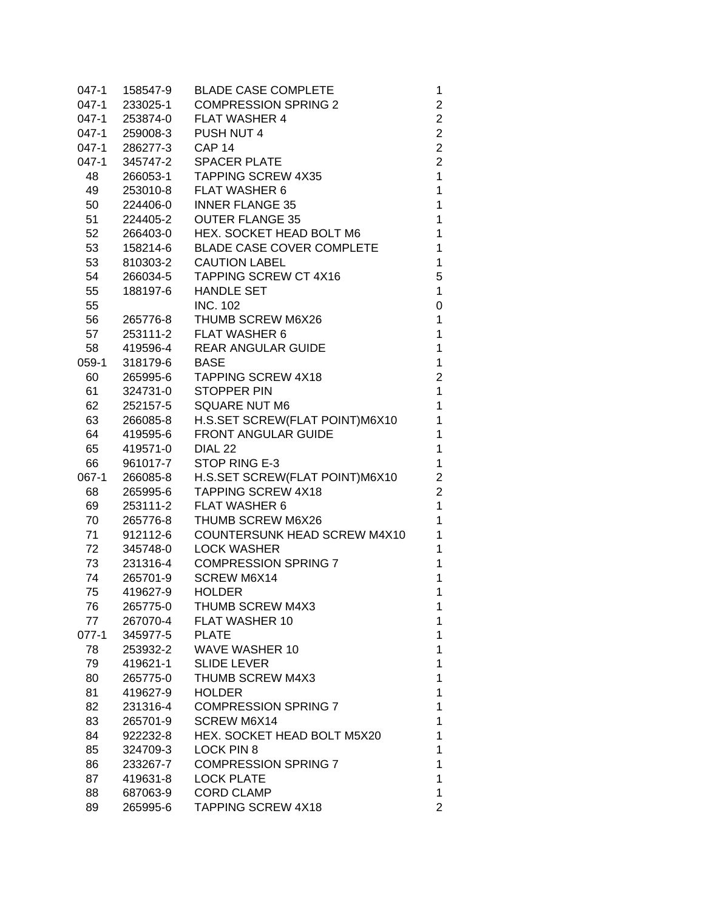| | | | |
|---|---|---|---|
| 047-1 | 158547-9 | BLADE CASE COMPLETE | 1 |
| 047-1 | 233025-1 | COMPRESSION SPRING 2 | 2 |
| 047-1 | 253874-0 | FLAT WASHER 4 | 2 |
| 047-1 | 259008-3 | PUSH NUT 4 | 2 |
| 047-1 | 286277-3 | CAP 14 | 2 |
| 047-1 | 345747-2 | SPACER PLATE | 2 |
| 48 | 266053-1 | TAPPING SCREW 4X35 | 1 |
| 49 | 253010-8 | FLAT WASHER 6 | 1 |
| 50 | 224406-0 | INNER FLANGE 35 | 1 |
| 51 | 224405-2 | OUTER FLANGE 35 | 1 |
| 52 | 266403-0 | HEX. SOCKET HEAD BOLT M6 | 1 |
| 53 | 158214-6 | BLADE CASE COVER COMPLETE | 1 |
| 53 | 810303-2 | CAUTION LABEL | 1 |
| 54 | 266034-5 | TAPPING SCREW CT 4X16 | 5 |
| 55 | 188197-6 | HANDLE SET | 1 |
| 55 | | INC. 102 | 0 |
| 56 | 265776-8 | THUMB SCREW M6X26 | 1 |
| 57 | 253111-2 | FLAT WASHER 6 | 1 |
| 58 | 419596-4 | REAR ANGULAR GUIDE | 1 |
| 059-1 | 318179-6 | BASE | 1 |
| 60 | 265995-6 | TAPPING SCREW 4X18 | 2 |
| 61 | 324731-0 | STOPPER PIN | 1 |
| 62 | 252157-5 | SQUARE NUT M6 | 1 |
| 63 | 266085-8 | H.S.SET SCREW(FLAT POINT)M6X10 | 1 |
| 64 | 419595-6 | FRONT ANGULAR GUIDE | 1 |
| 65 | 419571-0 | DIAL 22 | 1 |
| 66 | 961017-7 | STOP RING E-3 | 1 |
| 067-1 | 266085-8 | H.S.SET SCREW(FLAT POINT)M6X10 | 2 |
| 68 | 265995-6 | TAPPING SCREW 4X18 | 2 |
| 69 | 253111-2 | FLAT WASHER 6 | 1 |
| 70 | 265776-8 | THUMB SCREW M6X26 | 1 |
| 71 | 912112-6 | COUNTERSUNK HEAD SCREW M4X10 | 1 |
| 72 | 345748-0 | LOCK WASHER | 1 |
| 73 | 231316-4 | COMPRESSION SPRING 7 | 1 |
| 74 | 265701-9 | SCREW M6X14 | 1 |
| 75 | 419627-9 | HOLDER | 1 |
| 76 | 265775-0 | THUMB SCREW M4X3 | 1 |
| 77 | 267070-4 | FLAT WASHER 10 | 1 |
| 077-1 | 345977-5 | PLATE | 1 |
| 78 | 253932-2 | WAVE WASHER 10 | 1 |
| 79 | 419621-1 | SLIDE LEVER | 1 |
| 80 | 265775-0 | THUMB SCREW M4X3 | 1 |
| 81 | 419627-9 | HOLDER | 1 |
| 82 | 231316-4 | COMPRESSION SPRING 7 | 1 |
| 83 | 265701-9 | SCREW M6X14 | 1 |
| 84 | 922232-8 | HEX. SOCKET HEAD BOLT M5X20 | 1 |
| 85 | 324709-3 | LOCK PIN 8 | 1 |
| 86 | 233267-7 | COMPRESSION SPRING 7 | 1 |
| 87 | 419631-8 | LOCK PLATE | 1 |
| 88 | 687063-9 | CORD CLAMP | 1 |
| 89 | 265995-6 | TAPPING SCREW 4X18 | 2 |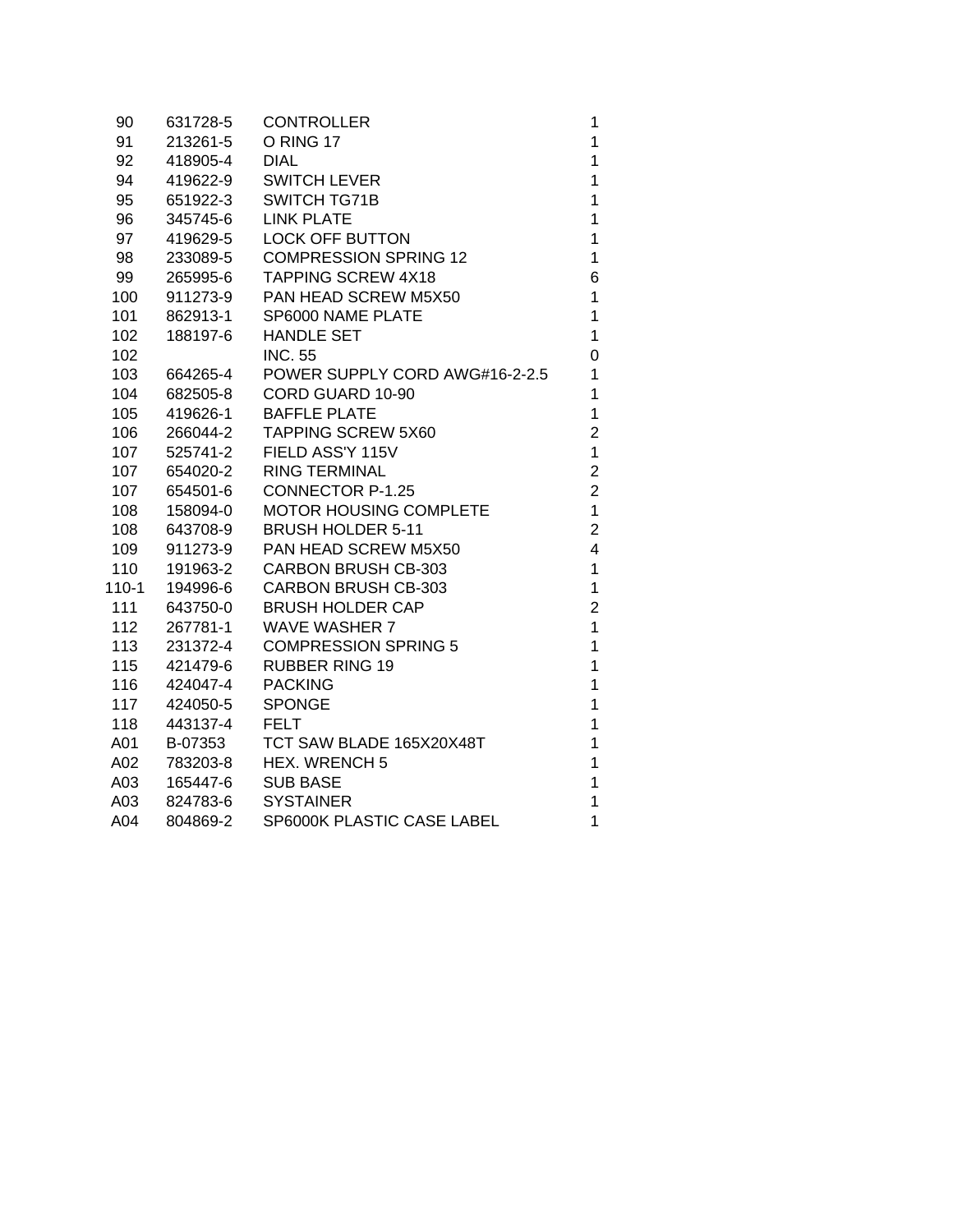| | | | |
|---|---|---|---|
| 90 | 631728-5 | CONTROLLER | 1 |
| 91 | 213261-5 | O RING 17 | 1 |
| 92 | 418905-4 | DIAL | 1 |
| 94 | 419622-9 | SWITCH LEVER | 1 |
| 95 | 651922-3 | SWITCH TG71B | 1 |
| 96 | 345745-6 | LINK PLATE | 1 |
| 97 | 419629-5 | LOCK OFF BUTTON | 1 |
| 98 | 233089-5 | COMPRESSION SPRING 12 | 1 |
| 99 | 265995-6 | TAPPING SCREW 4X18 | 6 |
| 100 | 911273-9 | PAN HEAD SCREW M5X50 | 1 |
| 101 | 862913-1 | SP6000 NAME PLATE | 1 |
| 102 | 188197-6 | HANDLE SET | 1 |
| 102 | | INC. 55 | 0 |
| 103 | 664265-4 | POWER SUPPLY CORD AWG#16-2-2.5 | 1 |
| 104 | 682505-8 | CORD GUARD 10-90 | 1 |
| 105 | 419626-1 | BAFFLE PLATE | 1 |
| 106 | 266044-2 | TAPPING SCREW 5X60 | 2 |
| 107 | 525741-2 | FIELD ASS'Y 115V | 1 |
| 107 | 654020-2 | RING TERMINAL | 2 |
| 107 | 654501-6 | CONNECTOR P-1.25 | 2 |
| 108 | 158094-0 | MOTOR HOUSING COMPLETE | 1 |
| 108 | 643708-9 | BRUSH HOLDER 5-11 | 2 |
| 109 | 911273-9 | PAN HEAD SCREW M5X50 | 4 |
| 110 | 191963-2 | CARBON BRUSH CB-303 | 1 |
| 110-1 | 194996-6 | CARBON BRUSH CB-303 | 1 |
| 111 | 643750-0 | BRUSH HOLDER CAP | 2 |
| 112 | 267781-1 | WAVE WASHER 7 | 1 |
| 113 | 231372-4 | COMPRESSION SPRING 5 | 1 |
| 115 | 421479-6 | RUBBER RING 19 | 1 |
| 116 | 424047-4 | PACKING | 1 |
| 117 | 424050-5 | SPONGE | 1 |
| 118 | 443137-4 | FELT | 1 |
| A01 | B-07353 | TCT SAW BLADE 165X20X48T | 1 |
| A02 | 783203-8 | HEX. WRENCH 5 | 1 |
| A03 | 165447-6 | SUB BASE | 1 |
| A03 | 824783-6 | SYSTAINER | 1 |
| A04 | 804869-2 | SP6000K PLASTIC CASE LABEL | 1 |